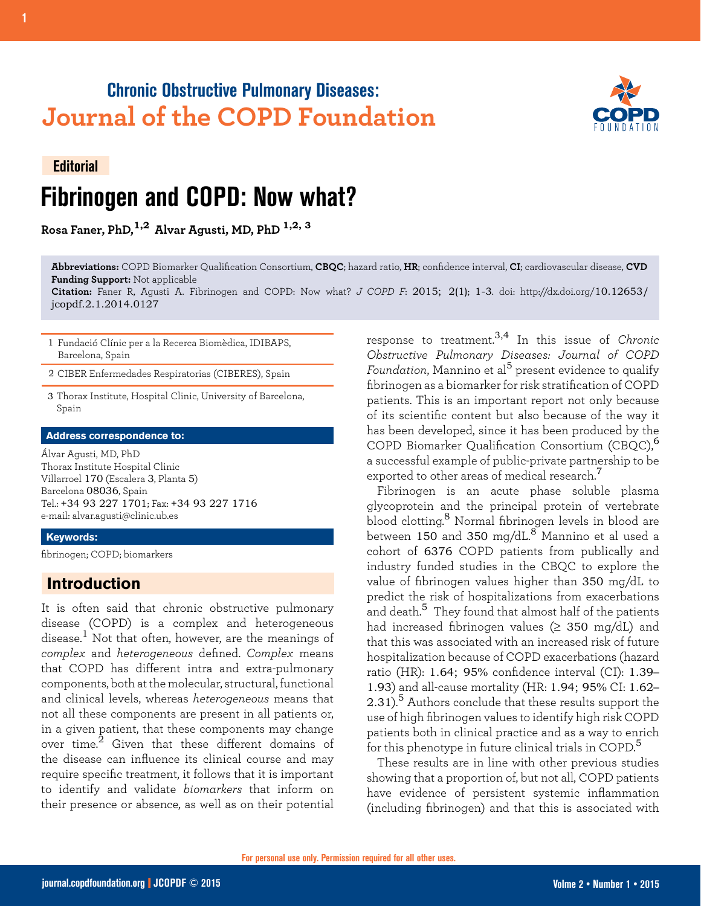Chronic Obstructive Pulmonary Diseases:
Journal of the COPD Foundation

Editorial

# Fibrinogen and COPD: Now what?

**Rosa Faner, PhD,[1,2] Alvar Agusti, MD, PhD [1,2, 3]**

**Abbreviations:** COPD Biomarker Qualification Consortium, **CBQC**; hazard ratio, **HR**; confidence interval, **CI**; cardiovascular disease, **CVD**
**Funding Support:** Not applicable
**Citation:** Faner R, Agusti A. Fibrinogen and COPD: Now what? *J COPD F*: 2015; 2(1); 1-3. doi: http://dx.doi.org/10.12653/jcopdf.2.1.2014.0127

1 Fundació Clínic per a la Recerca Biomèdica, IDIBAPS, Barcelona, Spain

2 CIBER Enfermedades Respiratorias (CIBERES), Spain

3 Thorax Institute, Hospital Clinic, University of Barcelona, Spain

**Address correspondence to:**

Álvar Agusti, MD, PhD
Thorax Institute Hospital Clinic
Villarroel 170 (Escalera 3, Planta 5)
Barcelona 08036, Spain
Tel.: +34 93 227 1701; Fax: +34 93 227 1716
e-mail: alvar.agusti@clinic.ub.es

**Keywords:**

fibrinogen; COPD; biomarkers

## Introduction

It is often said that chronic obstructive pulmonary disease (COPD) is a complex and heterogeneous disease.[1] Not that often, however, are the meanings of *complex* and *heterogeneous* defined. *Complex* means that COPD has different intra and extra-pulmonary components, both at the molecular, structural, functional and clinical levels, whereas *heterogeneous* means that not all these components are present in all patients or, in a given patient, that these components may change over time.[2] Given that these different domains of the disease can influence its clinical course and may require specific treatment, it follows that it is important to identify and validate *biomarkers* that inform on their presence or absence, as well as on their potential response to treatment.[3,4] In this issue of *Chronic Obstructive Pulmonary Diseases: Journal of COPD Foundation*, Mannino et al[5] present evidence to qualify fibrinogen as a biomarker for risk stratification of COPD patients. This is an important report not only because of its scientific content but also because of the way it has been developed, since it has been produced by the COPD Biomarker Qualification Consortium (CBQC),[6] a successful example of public-private partnership to be exported to other areas of medical research.[7]

Fibrinogen is an acute phase soluble plasma glycoprotein and the principal protein of vertebrate blood clotting.[8] Normal fibrinogen levels in blood are between 150 and 350 mg/dL.[8] Mannino et al used a cohort of 6376 COPD patients from publically and industry funded studies in the CBQC to explore the value of fibrinogen values higher than 350 mg/dL to predict the risk of hospitalizations from exacerbations and death.[5] They found that almost half of the patients had increased fibrinogen values (≥ 350 mg/dL) and that this was associated with an increased risk of future hospitalization because of COPD exacerbations (hazard ratio (HR): 1.64; 95% confidence interval (CI): 1.39–1.93) and all-cause mortality (HR: 1.94; 95% CI: 1.62–2.31).[5] Authors conclude that these results support the use of high fibrinogen values to identify high risk COPD patients both in clinical practice and as a way to enrich for this phenotype in future clinical trials in COPD.[5]

These results are in line with other previous studies showing that a proportion of, but not all, COPD patients have evidence of persistent systemic inflammation (including fibrinogen) and that this is associated with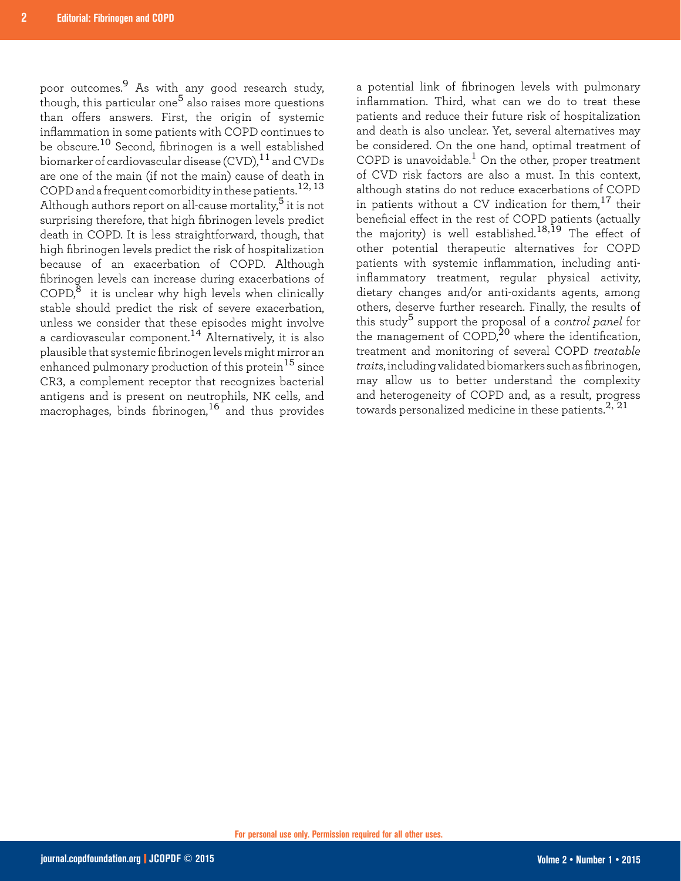poor outcomes.[9] As with any good research study, though, this particular one[5] also raises more questions than offers answers. First, the origin of systemic inflammation in some patients with COPD continues to be obscure.[10] Second, fibrinogen is a well established biomarker of cardiovascular disease (CVD),[11] and CVDs are one of the main (if not the main) cause of death in COPD and a frequent comorbidity in these patients.[12, 13] Although authors report on all-cause mortality,[5] it is not surprising therefore, that high fibrinogen levels predict death in COPD. It is less straightforward, though, that high fibrinogen levels predict the risk of hospitalization because of an exacerbation of COPD. Although fibrinogen levels can increase during exacerbations of COPD,[8] it is unclear why high levels when clinically stable should predict the risk of severe exacerbation, unless we consider that these episodes might involve a cardiovascular component.[14] Alternatively, it is also plausible that systemic fibrinogen levels might mirror an enhanced pulmonary production of this protein[15] since CR3, a complement receptor that recognizes bacterial antigens and is present on neutrophils, NK cells, and macrophages, binds fibrinogen,[16] and thus provides a potential link of fibrinogen levels with pulmonary inflammation. Third, what can we do to treat these patients and reduce their future risk of hospitalization and death is also unclear. Yet, several alternatives may be considered. On the one hand, optimal treatment of COPD is unavoidable.[1] On the other, proper treatment of CVD risk factors are also a must. In this context, although statins do not reduce exacerbations of COPD in patients without a CV indication for them,[17] their beneficial effect in the rest of COPD patients (actually the majority) is well established.[18,19] The effect of other potential therapeutic alternatives for COPD patients with systemic inflammation, including anti-inflammatory treatment, regular physical activity, dietary changes and/or anti-oxidants agents, among others, deserve further research. Finally, the results of this study[5] support the proposal of a *control panel* for the management of COPD,[20] where the identification, treatment and monitoring of several COPD *treatable traits*, including validated biomarkers such as fibrinogen, may allow us to better understand the complexity and heterogeneity of COPD and, as a result, progress towards personalized medicine in these patients.[2, 21]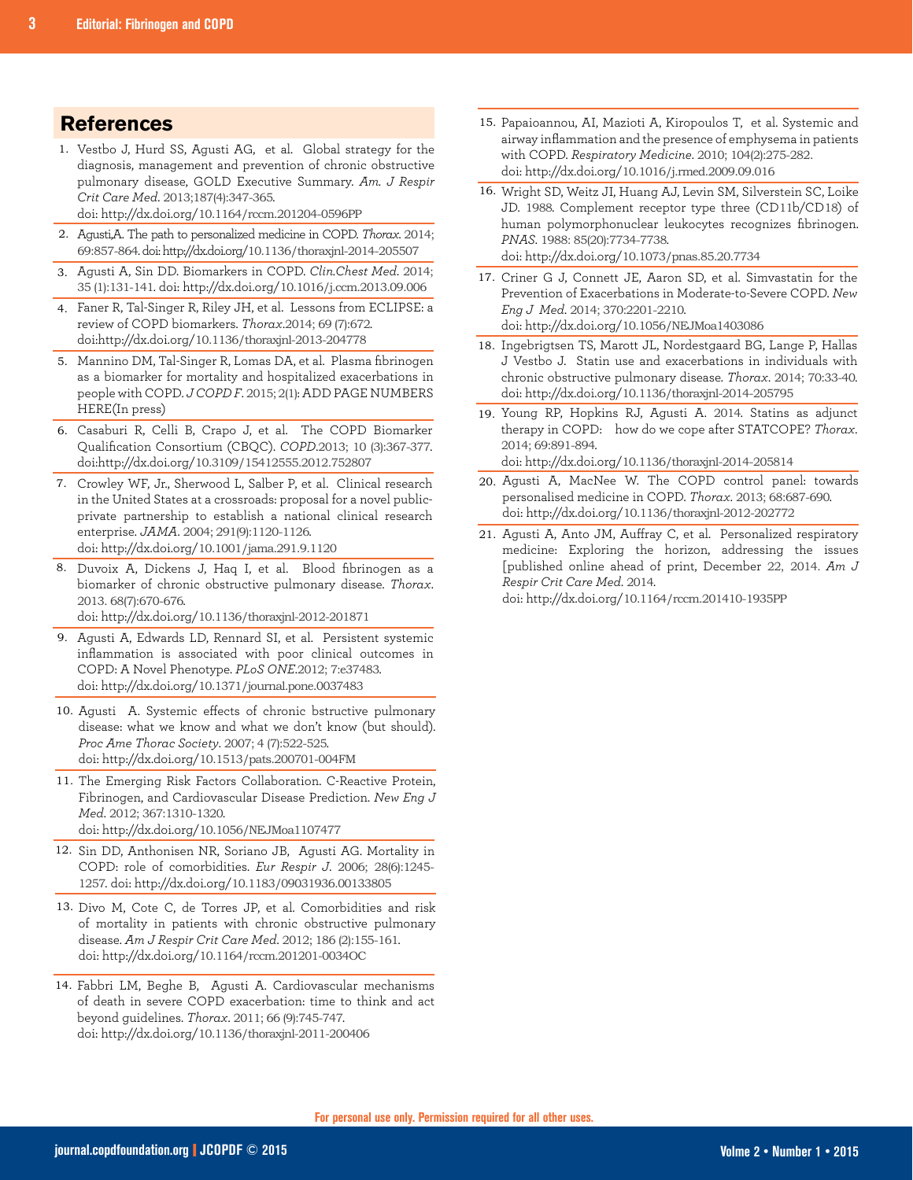## References

1. Vestbo J, Hurd SS, Agusti AG, et al. Global strategy for the diagnosis, management and prevention of chronic obstructive pulmonary disease, GOLD Executive Summary. *Am. J Respir Crit Care Med*. 2013;187(4):347-365. doi: http://dx.doi.org/10.1164/rccm.201204-0596PP
2. Agusti,A. The path to personalized medicine in COPD. *Thorax*. 2014; 69:857-864. doi: http://dx.doi.org/10.1136/thoraxjnl-2014-205507
3. Agusti A, Sin DD. Biomarkers in COPD. *Clin.Chest Med*. 2014; 35 (1):131-141. doi: http://dx.doi.org/10.1016/j.ccm.2013.09.006
4. Faner R, Tal-Singer R, Riley JH, et al. Lessons from ECLIPSE: a review of COPD biomarkers. *Thorax*.2014; 69 (7):672. doi:http://dx.doi.org/10.1136/thoraxjnl-2013-204778
5. Mannino DM, Tal-Singer R, Lomas DA, et al. Plasma fibrinogen as a biomarker for mortality and hospitalized exacerbations in people with COPD. *J COPD F*. 2015; 2(1): ADD PAGE NUMBERS HERE(In press)
6. Casaburi R, Celli B, Crapo J, et al. The COPD Biomarker Qualification Consortium (CBQC). *COPD*.2013; 10 (3):367-377. doi:http://dx.doi.org/10.3109/15412555.2012.752807
7. Crowley WF, Jr., Sherwood L, Salber P, et al. Clinical research in the United States at a crossroads: proposal for a novel public-private partnership to establish a national clinical research enterprise. *JAMA*. 2004; 291(9):1120-1126. doi: http://dx.doi.org/10.1001/jama.291.9.1120
8. Duvoix A, Dickens J, Haq I, et al. Blood fibrinogen as a biomarker of chronic obstructive pulmonary disease. *Thorax*. 2013. 68(7):670-676. doi: http://dx.doi.org/10.1136/thoraxjnl-2012-201871
9. Agusti A, Edwards LD, Rennard SI, et al. Persistent systemic inflammation is associated with poor clinical outcomes in COPD: A Novel Phenotype. *PLoS ONE*.2012; 7:e37483. doi: http://dx.doi.org/10.1371/journal.pone.0037483
10. Agusti A. Systemic effects of chronic bstructive pulmonary disease: what we know and what we don't know (but should). *Proc Ame Thorac Society*. 2007; 4 (7):522-525. doi: http://dx.doi.org/10.1513/pats.200701-004FM
11. The Emerging Risk Factors Collaboration. C-Reactive Protein, Fibrinogen, and Cardiovascular Disease Prediction. *New Eng J Med*. 2012; 367:1310-1320. doi: http://dx.doi.org/10.1056/NEJMoa1107477
12. Sin DD, Anthonisen NR, Soriano JB, Agusti AG. Mortality in COPD: role of comorbidities. *Eur Respir J*. 2006; 28(6):1245-1257. doi: http://dx.doi.org/10.1183/09031936.00133805
13. Divo M, Cote C, de Torres JP, et al. Comorbidities and risk of mortality in patients with chronic obstructive pulmonary disease. *Am J Respir Crit Care Med*. 2012; 186 (2):155-161. doi: http://dx.doi.org/10.1164/rccm.201201-0034OC
14. Fabbri LM, Beghe B, Agusti A. Cardiovascular mechanisms of death in severe COPD exacerbation: time to think and act beyond guidelines. *Thorax*. 2011; 66 (9):745-747. doi: http://dx.doi.org/10.1136/thoraxjnl-2011-200406
15. Papaioannou, AI, Mazioti A, Kiropoulos T, et al. Systemic and airway inflammation and the presence of emphysema in patients with COPD. *Respiratory Medicine*. 2010; 104(2):275-282. doi: http://dx.doi.org/10.1016/j.rmed.2009.09.016
16. Wright SD, Weitz JI, Huang AJ, Levin SM, Silverstein SC, Loike JD. 1988. Complement receptor type three (CD11b/CD18) of human polymorphonuclear leukocytes recognizes fibrinogen. *PNAS*. 1988: 85(20):7734-7738. doi: http://dx.doi.org/10.1073/pnas.85.20.7734
17. Criner G J, Connett JE, Aaron SD, et al. Simvastatin for the Prevention of Exacerbations in Moderate-to-Severe COPD. *New Eng J Med*. 2014; 370:2201-2210. doi: http://dx.doi.org/10.1056/NEJMoa1403086
18. Ingebrigtsen TS, Marott JL, Nordestgaard BG, Lange P, Hallas J Vestbo J. Statin use and exacerbations in individuals with chronic obstructive pulmonary disease. *Thorax*. 2014; 70:33-40. doi: http://dx.doi.org/10.1136/thoraxjnl-2014-205795
19. Young RP, Hopkins RJ, Agusti A. 2014. Statins as adjunct therapy in COPD: how do we cope after STATCOPE? *Thorax*. 2014; 69:891-894. doi: http://dx.doi.org/10.1136/thoraxjnl-2014-205814
20. Agusti A, MacNee W. The COPD control panel: towards personalised medicine in COPD. *Thorax*. 2013; 68:687-690. doi: http://dx.doi.org/10.1136/thoraxjnl-2012-202772
21. Agusti A, Anto JM, Auffray C, et al. Personalized respiratory medicine: Exploring the horizon, addressing the issues [published online ahead of print, December 22, 2014. *Am J Respir Crit Care Med*. 2014. doi: http://dx.doi.org/10.1164/rccm.201410-1935PP

For personal use only. Permission required for all other uses.